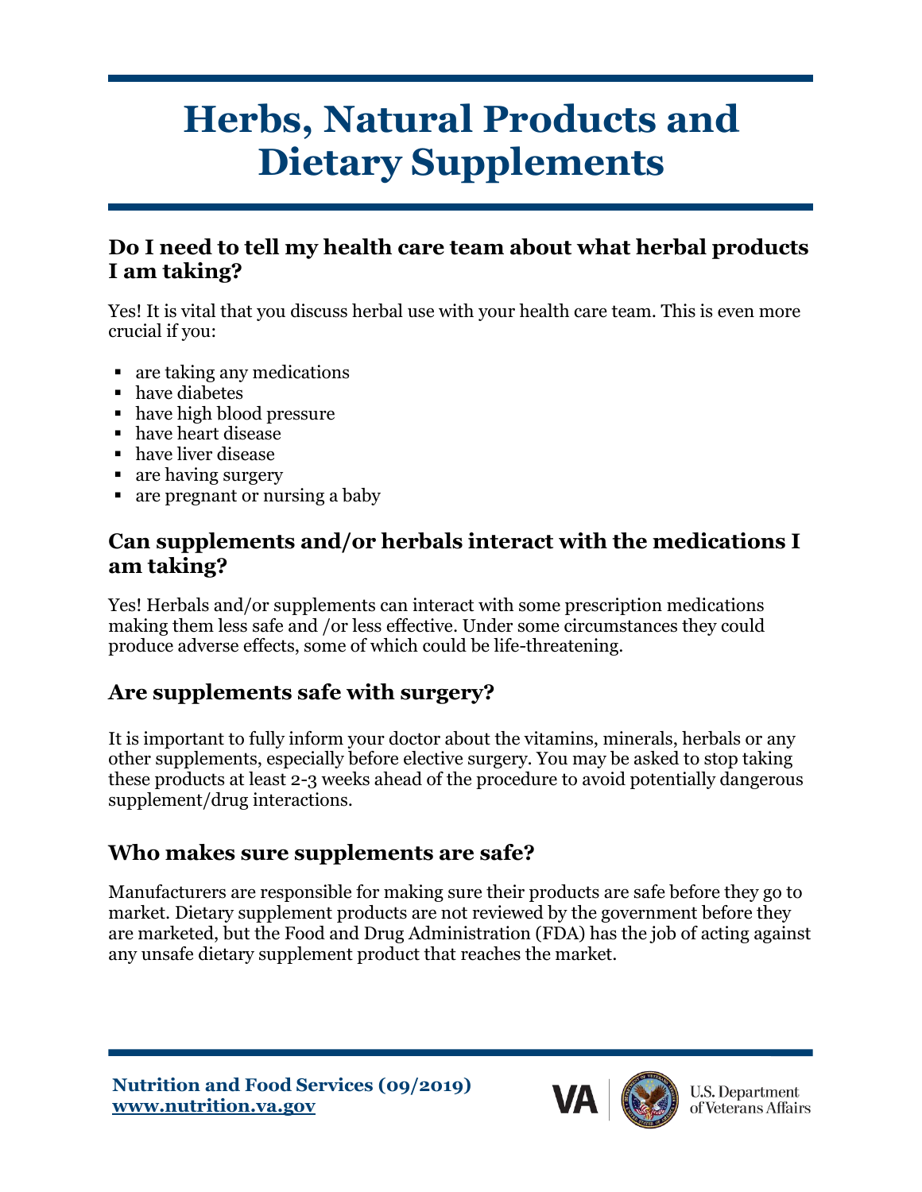# Herbs, Natural Products and Dietary Supplements

## Do I need to tell my health care team about what herbal products I am taking?

Yes! It is vital that you discuss herbal use with your health care team. This is even more crucial if you:

- are taking any medications
- have diabetes
- have high blood pressure
- have heart disease
- have liver disease
- are having surgery
- are pregnant or nursing a baby

## Can supplements and/or herbals interact with the medications I am taking?

Yes! Herbals and/or supplements can interact with some prescription medications making them less safe and /or less effective. Under some circumstances they could produce adverse effects, some of which could be life-threatening.

## Are supplements safe with surgery?

It is important to fully inform your doctor about the vitamins, minerals, herbals or any other supplements, especially before elective surgery. You may be asked to stop taking these products at least 2-3 weeks ahead of the procedure to avoid potentially dangerous supplement/drug interactions.

## Who makes sure supplements are safe?

Manufacturers are responsible for making sure their products are safe before they go to market. Dietary supplement products are not reviewed by the government before they are marketed, but the Food and Drug Administration (FDA) has the job of acting against any unsafe dietary supplement product that reaches the market.

**Nutrition and Food Services (09/2019)**
**www.nutrition.va.gov**

VA | U.S. Department of Veterans Affairs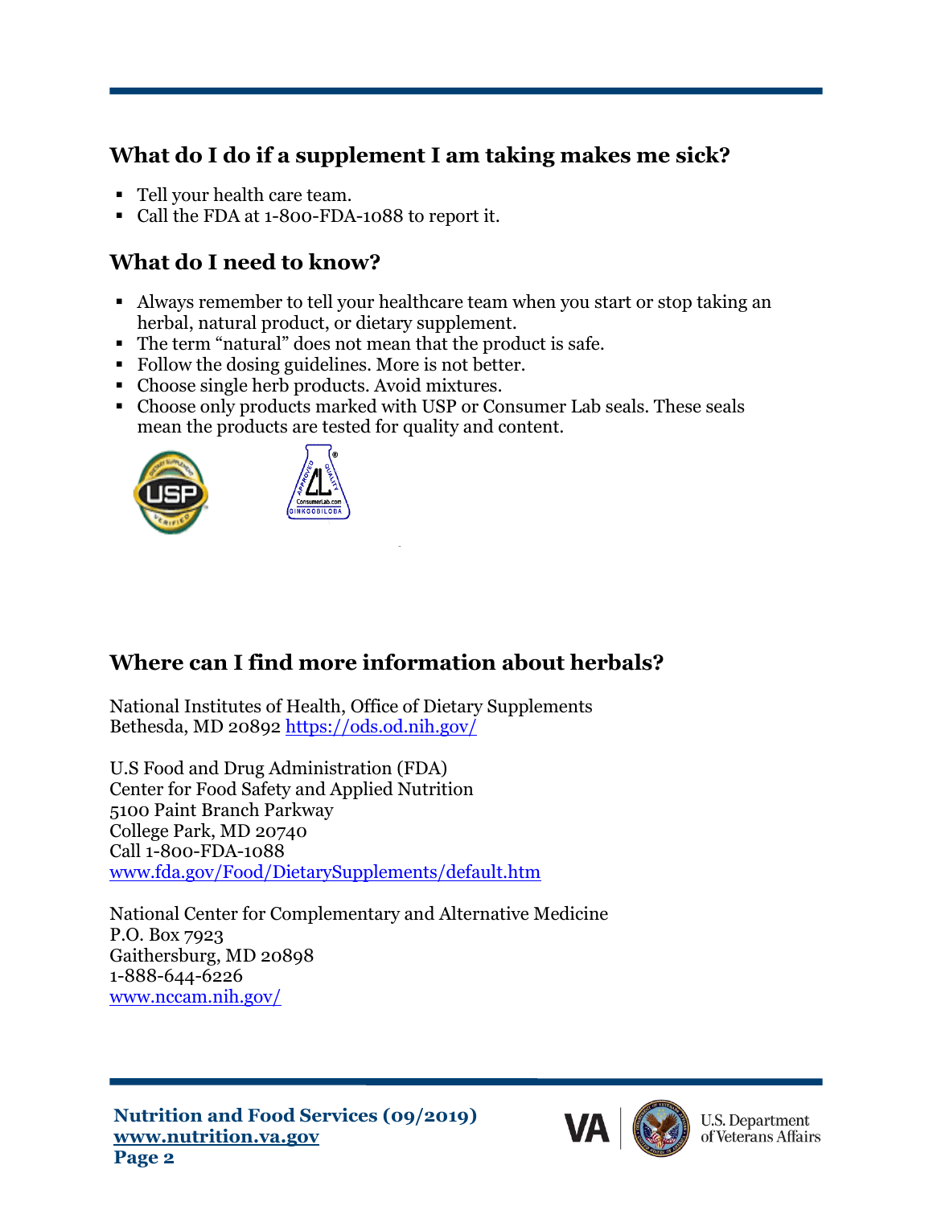## What do I do if a supplement I am taking makes me sick?

- Tell your health care team.
- Call the FDA at 1-800-FDA-1088 to report it.

## What do I need to know?

- Always remember to tell your healthcare team when you start or stop taking an herbal, natural product, or dietary supplement.
- The term "natural" does not mean that the product is safe.
- Follow the dosing guidelines. More is not better.
- Choose single herb products. Avoid mixtures.
- Choose only products marked with USP or Consumer Lab seals. These seals mean the products are tested for quality and content.

## Where can I find more information about herbals?

National Institutes of Health, Office of Dietary Supplements
Bethesda, MD 20892 https://ods.od.nih.gov/

U.S Food and Drug Administration (FDA)
Center for Food Safety and Applied Nutrition
5100 Paint Branch Parkway
College Park, MD 20740
Call 1-800-FDA-1088
www.fda.gov/Food/DietarySupplements/default.htm

National Center for Complementary and Alternative Medicine
P.O. Box 7923
Gaithersburg, MD 20898
1-888-644-6226
www.nccam.nih.gov/

**Nutrition and Food Services (09/2019)**
**www.nutrition.va.gov**

U.S. Department of Veterans Affairs